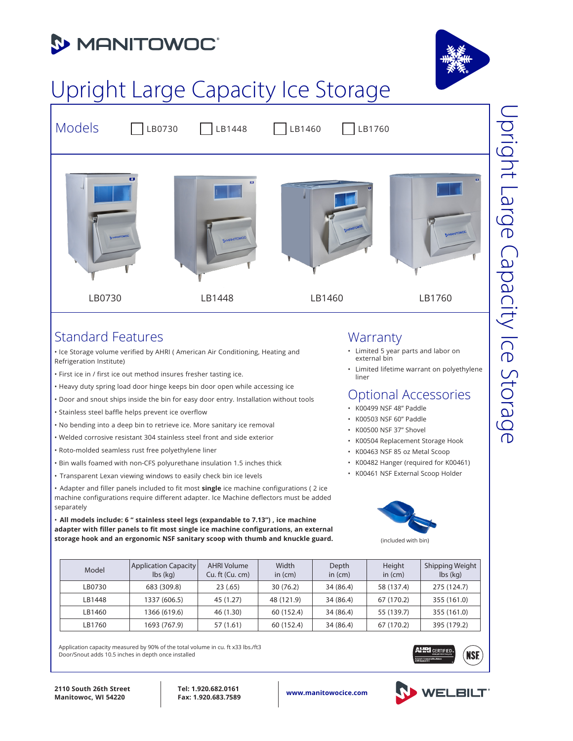# Upright Large Capacity Ice Storage

## Models

- [ ] LB0730
- [ ] LB1448
- [ ] LB1460
- [ ] LB1760

LB0730 LB1448 LB1460 LB1760

## Standard Features

- Ice Storage volume verified by AHRI ( American Air Conditioning, Heating and Refrigeration Institute)
- First ice in / first ice out method insures fresher tasting ice.
- Heavy duty spring load door hinge keeps bin door open while accessing ice
- Door and snout ships inside the bin for easy door entry. Installation without tools
- Stainless steel baffle helps prevent ice overflow
- No bending into a deep bin to retrieve ice. More sanitary ice removal
- Welded corrosive resistant 304 stainless steel front and side exterior
- Roto-molded seamless rust free polyethylene liner
- Bin walls foamed with non-CFS polyurethane insulation 1.5 inches thick
- Transparent Lexan viewing windows to easily check bin ice levels
- Adapter and filler panels included to fit most **single** ice machine configurations ( 2 ice machine configurations require different adapter. Ice Machine deflectors must be added separately
- **All models include: 6 " stainless steel legs (expandable to 7.13") , ice machine adapter with filler panels to fit most single ice machine configurations, an external storage hook and an ergonomic NSF sanitary scoop with thumb and knuckle guard.**

## Warranty

- Limited 5 year parts and labor on external bin
- Limited lifetime warrant on polyethylene liner

## Optional Accessories

- K00499 NSF 48" Paddle
- K00503 NSF 60" Paddle
- K00500 NSF 37" Shovel
- K00504 Replacement Storage Hook
- K00463 NSF 85 oz Metal Scoop
- K00482 Hanger (required for K00461)
- K00461 NSF External Scoop Holder

(included with bin)

| Model | Application Capacity lbs (kg) | AHRI Volume Cu. ft (Cu. cm) | Width in (cm) | Depth in (cm) | Height in (cm) | Shipping Weight lbs (kg) |
|---|---|---|---|---|---|---|
| LB0730 | 683 (309.8) | 23 (.65) | 30 (76.2) | 34 (86.4) | 58 (137.4) | 275 (124.7) |
| LB1448 | 1337 (606.5) | 45 (1.27) | 48 (121.9) | 34 (86.4) | 67 (170.2) | 355 (161.0) |
| LB1460 | 1366 (619.6) | 46 (1.30) | 60 (152.4) | 34 (86.4) | 55 (139.7) | 355 (161.0) |
| LB1760 | 1693 (767.9) | 57 (1.61) | 60 (152.4) | 34 (86.4) | 67 (170.2) | 395 (179.2) |

Application capacity measured by 90% of the total volume in cu. ft x33 lbs./ft3
Door/Snout adds 10.5 inches in depth once installed

**2110 South 26th Street**
**Manitowoc, WI 54220**

**Tel: 1.920.682.0161**
**Fax: 1.920.683.7589**

**www.manitowocice.com**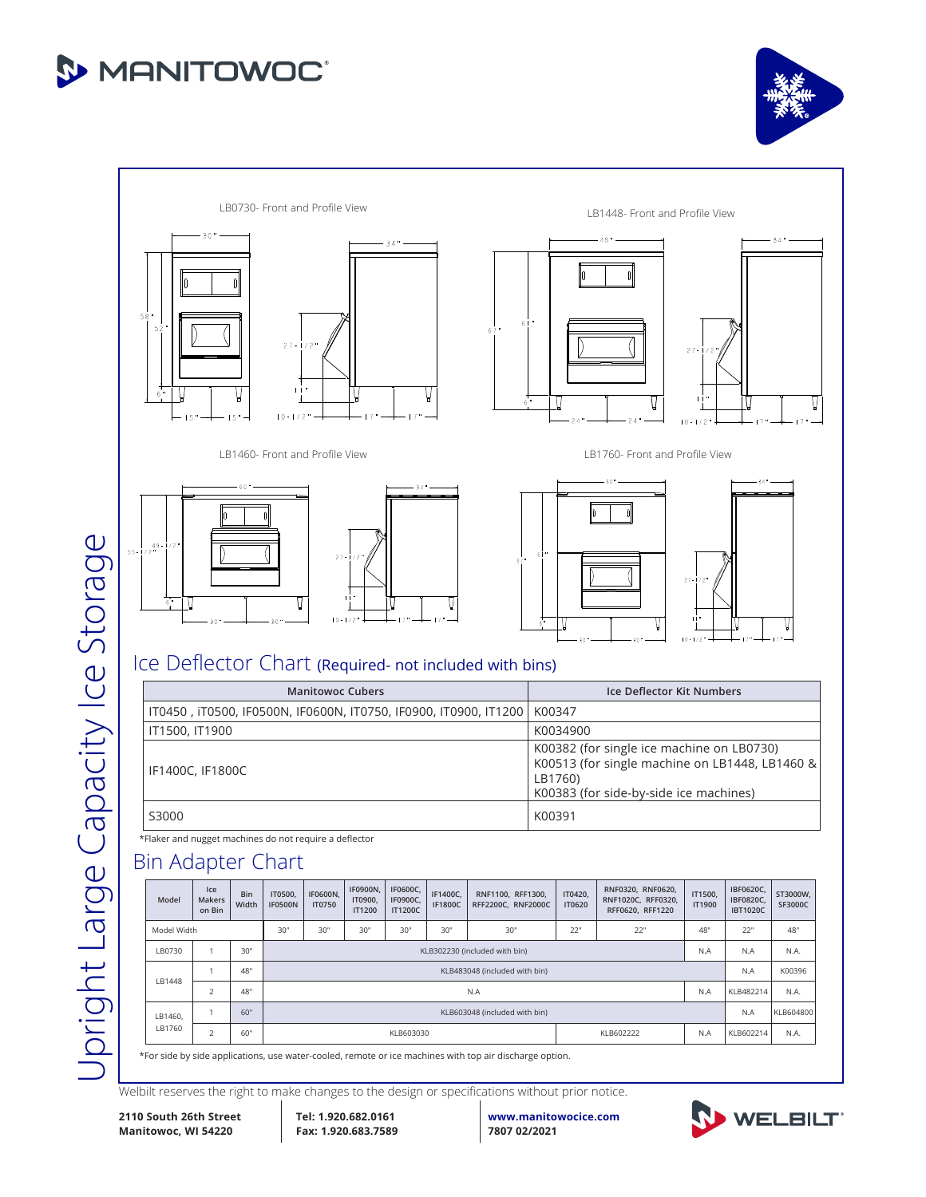# Upright Large Capacity Ice Storage

LB0730- Front and Profile View

LB1448- Front and Profile View

LB1460- Front and Profile View

LB1760- Front and Profile View

## Ice Deflector Chart (Required- not included with bins)

| Manitowoc Cubers | Ice Deflector Kit Numbers |
|---|---|
| IT0450 , iT0500, IF0500N, IF0600N, IT0750, IF0900, IT0900, IT1200 | K00347 |
| IT1500, IT1900 | K0034900 |
| IF1400C, IF1800C | K00382 (for single ice machine on LB0730)<br>K00513 (for single machine on LB1448, LB1460 & LB1760)<br>K00383 (for side-by-side ice machines) |
| S3000 | K00391 |

*Flaker and nugget machines do not require a deflector

## Bin Adapter Chart

| Model | Ice Makers on Bin | Bin Width | IT0500, IF0500N | IF0600N, IT0750 | IF0900N, IT0900, IT1200 | IF0600C, IF0900C, IT1200C | IF1400C, IF1800C | RNF1100, RFF1300, RFF2200C, RNF2000C | IT0420, IT0620 | RNF0320, RNF0620, RNF1020C, RFF0320, RFF0620, RFF1220 | IT1500, IT1900 | IBF0620C, IBF0820C, IBT1020C | ST3000W, SF3000C |
|---|---|---|---|---|---|---|---|---|---|---|---|---|---|
| Model Width | | | 30" | 30" | 30" | 30" | 30" | 30" | 22" | 22" | 48" | 22" | 48" |
| LB0730 | 1 | 30" | KLB302230 (included with bin) | | | | | | | | N.A | N.A | N.A. |
| LB1448 | 1 | 48" | KLB483048 (included with bin) | | | | | | | | | N.A | K00396 |
| | 2 | 48" | N.A | | | | | | | | N.A | KLB482214 | N.A. |
| LB1460, LB1760 | 1 | 60" | KLB603048 (included with bin) | | | | | | | | | N.A | KLB604800 |
| | 2 | 60" | KLB603030 | | | | | | KLB602222 | | N.A | KLB602214 | N.A. |

*For side by side applications, use water-cooled, remote or ice machines with top air discharge option.

Welbilt reserves the right to make changes to the design or specifications without prior notice.

**2110 South 26th Street**
**Manitowoc, WI 54220**

**Tel: 1.920.682.0161**
**Fax: 1.920.683.7589**

**www.manitowocice.com**
**7807 02/2021**